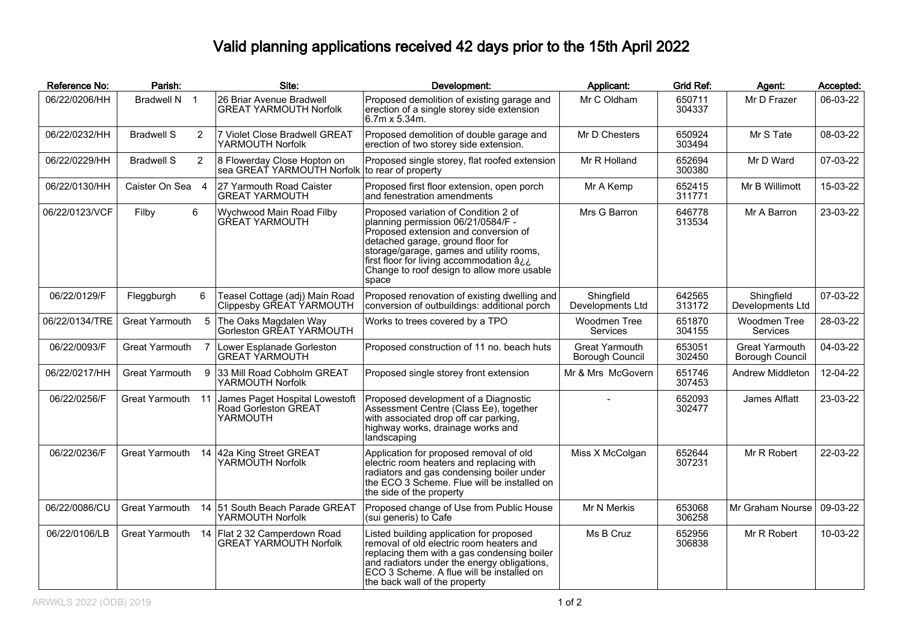# Valid planning applications received 42 days prior to the 15th April 2022

| Reference No: | Parish: | Site: | Development: | Applicant: | Grid Ref: | Agent: | Accepted: |
|---|---|---|---|---|---|---|---|
| 06/22/0206/HH | Bradwell N 1 | 26 Briar Avenue Bradwell GREAT YARMOUTH Norfolk | Proposed demolition of existing garage and erection of a single storey side extension 6.7m x 5.34m. | Mr C Oldham | 650711 304337 | Mr D Frazer | 06-03-22 |
| 06/22/0232/HH | Bradwell S 2 | 7 Violet Close Bradwell GREAT YARMOUTH Norfolk | Proposed demolition of double garage and erection of two storey side extension. | Mr D Chesters | 650924 303494 | Mr S Tate | 08-03-22 |
| 06/22/0229/HH | Bradwell S 2 | 8 Flowerday Close Hopton on sea GREAT YARMOUTH Norfolk | Proposed single storey, flat roofed extension to rear of property | Mr R Holland | 652694 300380 | Mr D Ward | 07-03-22 |
| 06/22/0130/HH | Caister On Sea 4 | 27 Yarmouth Road Caister GREAT YARMOUTH | Proposed first floor extension, open porch and fenestration amendments | Mr A Kemp | 652415 311771 | Mr B Willimott | 15-03-22 |
| 06/22/0123/VCF | Filby 6 | Wychwood Main Road Filby GREAT YARMOUTH | Proposed variation of Condition 2 of planning permission 06/21/0584/F - Proposed extension and conversion of detached garage, ground floor for storage/garage, games and utility rooms, first floor for living accommodation â¿¿ Change to roof design to allow more usable space | Mrs G Barron | 646778 313534 | Mr A Barron | 23-03-22 |
| 06/22/0129/F | Fleggburgh 6 | Teasel Cottage (adj) Main Road Clippesby GREAT YARMOUTH | Proposed renovation of existing dwelling and conversion of outbuildings: additional porch | Shingfield Developments Ltd | 642565 313172 | Shingfield Developments Ltd | 07-03-22 |
| 06/22/0134/TRE | Great Yarmouth 5 | The Oaks Magdalen Way Gorleston GREAT YARMOUTH | Works to trees covered by a TPO | Woodmen Tree Services | 651870 304155 | Woodmen Tree Services | 28-03-22 |
| 06/22/0093/F | Great Yarmouth 7 | Lower Esplanade Gorleston GREAT YARMOUTH | Proposed construction of 11 no. beach huts | Great Yarmouth Borough Council | 653051 302450 | Great Yarmouth Borough Council | 04-03-22 |
| 06/22/0217/HH | Great Yarmouth 9 | 33 Mill Road Cobholm GREAT YARMOUTH Norfolk | Proposed single storey front extension | Mr & Mrs McGovern | 651746 307453 | Andrew Middleton | 12-04-22 |
| 06/22/0256/F | Great Yarmouth 11 | James Paget Hospital Lowestoft Road Gorleston GREAT YARMOUTH | Proposed development of a Diagnostic Assessment Centre (Class Ee), together with associated drop off car parking, highway works, drainage works and landscaping | - | 652093 302477 | James Alflatt | 23-03-22 |
| 06/22/0236/F | Great Yarmouth 14 | 42a King Street GREAT YARMOUTH Norfolk | Application for proposed removal of old electric room heaters and replacing with radiators and gas condensing boiler under the ECO 3 Scheme. Flue will be installed on the side of the property | Miss X McColgan | 652644 307231 | Mr R Robert | 22-03-22 |
| 06/22/0086/CU | Great Yarmouth 14 | 51 South Beach Parade GREAT YARMOUTH Norfolk | Proposed change of Use from Public House (sui generis) to Cafe | Mr N Merkis | 653068 306258 | Mr Graham Nourse | 09-03-22 |
| 06/22/0106/LB | Great Yarmouth 14 | Flat 2 32 Camperdown Road GREAT YARMOUTH Norfolk | Listed building application for proposed removal of old electric room heaters and replacing them with a gas condensing boiler and radiators under the energy obligations, ECO 3 Scheme. A flue will be installed on the back wall of the property | Ms B Cruz | 652956 306838 | Mr R Robert | 10-03-22 |

ARWKLS 2022 (ODB) 2019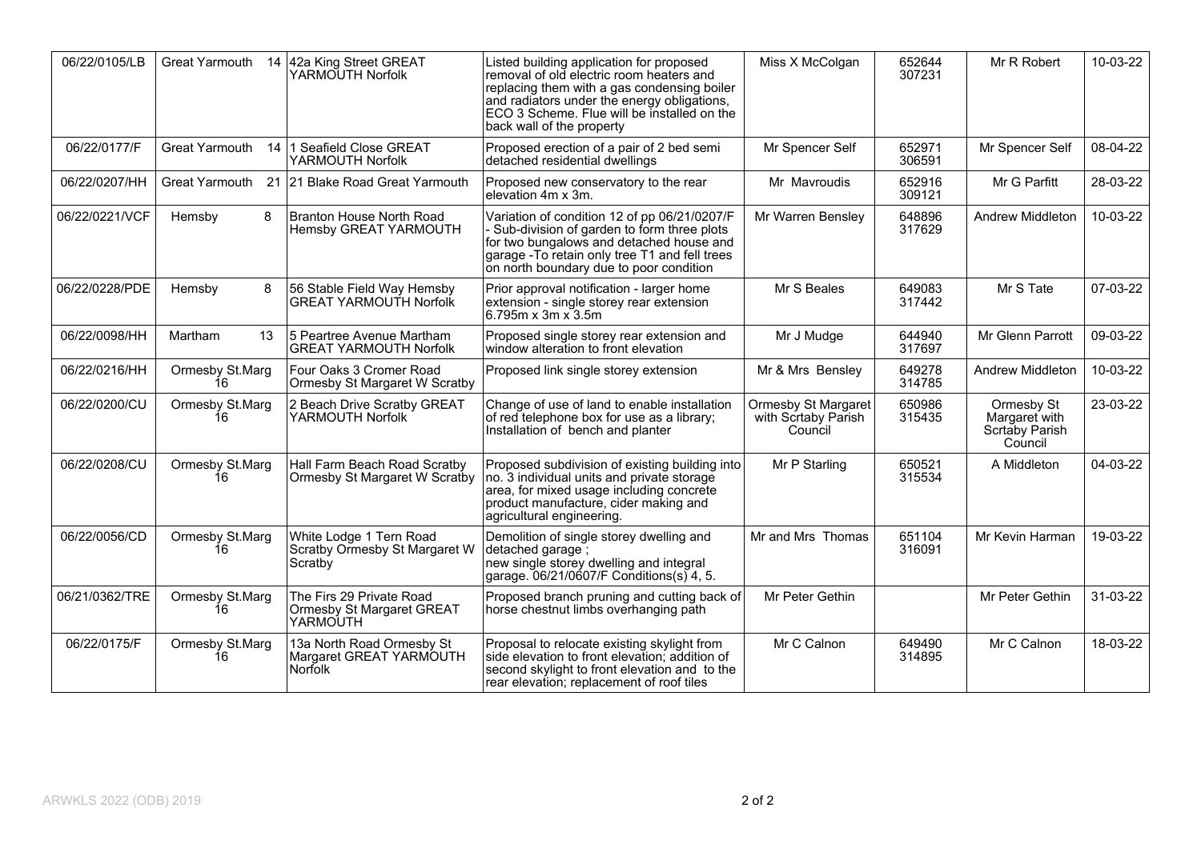| | | | | | | | | |
|---|---|---|---|---|---|---|---|---|
| 06/22/0105/LB | Great Yarmouth | 14 | 42a King Street GREAT YARMOUTH Norfolk | Listed building application for proposed removal of old electric room heaters and replacing them with a gas condensing boiler and radiators under the energy obligations, ECO 3 Scheme. Flue will be installed on the back wall of the property | Miss X McColgan | 652644 307231 | Mr R Robert | 10-03-22 |
| 06/22/0177/F | Great Yarmouth | 14 | 1 Seafield Close GREAT YARMOUTH Norfolk | Proposed erection of a pair of 2 bed semi detached residential dwellings | Mr Spencer Self | 652971 306591 | Mr Spencer Self | 08-04-22 |
| 06/22/0207/HH | Great Yarmouth | 21 | 21 Blake Road Great Yarmouth | Proposed new conservatory to the rear elevation 4m x 3m. | Mr Mavroudis | 652916 309121 | Mr G Parfitt | 28-03-22 |
| 06/22/0221/VCF | Hemsby | 8 | Branton House North Road Hemsby GREAT YARMOUTH | Variation of condition 12 of pp 06/21/0207/F - Sub-division of garden to form three plots for two bungalows and detached house and garage -To retain only tree T1 and fell trees on north boundary due to poor condition | Mr Warren Bensley | 648896 317629 | Andrew Middleton | 10-03-22 |
| 06/22/0228/PDE | Hemsby | 8 | 56 Stable Field Way Hemsby GREAT YARMOUTH Norfolk | Prior approval notification - larger home extension - single storey rear extension 6.795m x 3m x 3.5m | Mr S Beales | 649083 317442 | Mr S Tate | 07-03-22 |
| 06/22/0098/HH | Martham | 13 | 5 Peartree Avenue Martham GREAT YARMOUTH Norfolk | Proposed single storey rear extension and window alteration to front elevation | Mr J Mudge | 644940 317697 | Mr Glenn Parrott | 09-03-22 |
| 06/22/0216/HH | Ormesby St.Marg | 16 | Four Oaks 3 Cromer Road Ormesby St Margaret W Scratby | Proposed link single storey extension | Mr & Mrs Bensley | 649278 314785 | Andrew Middleton | 10-03-22 |
| 06/22/0200/CU | Ormesby St.Marg | 16 | 2 Beach Drive Scratby GREAT YARMOUTH Norfolk | Change of use of land to enable installation of red telephone box for use as a library; Installation of bench and planter | Ormesby St Margaret with Scrtaby Parish Council | 650986 315435 | Ormesby St Margaret with Scrtaby Parish Council | 23-03-22 |
| 06/22/0208/CU | Ormesby St.Marg | 16 | Hall Farm Beach Road Scratby Ormesby St Margaret W Scratby | Proposed subdivision of existing building into no. 3 individual units and private storage area, for mixed usage including concrete product manufacture, cider making and agricultural engineering. | Mr P Starling | 650521 315534 | A Middleton | 04-03-22 |
| 06/22/0056/CD | Ormesby St.Marg | 16 | White Lodge 1 Tern Road Scratby Ormesby St Margaret W Scratby | Demolition of single storey dwelling and detached garage ; new single storey dwelling and integral garage. 06/21/0607/F Conditions(s) 4, 5. | Mr and Mrs Thomas | 651104 316091 | Mr Kevin Harman | 19-03-22 |
| 06/21/0362/TRE | Ormesby St.Marg | 16 | The Firs 29 Private Road Ormesby St Margaret GREAT YARMOUTH | Proposed branch pruning and cutting back of horse chestnut limbs overhanging path | Mr Peter Gethin | | Mr Peter Gethin | 31-03-22 |
| 06/22/0175/F | Ormesby St.Marg | 16 | 13a North Road Ormesby St Margaret GREAT YARMOUTH Norfolk | Proposal to relocate existing skylight from side elevation to front elevation; addition of second skylight to front elevation and to the rear elevation; replacement of roof tiles | Mr C Calnon | 649490 314895 | Mr C Calnon | 18-03-22 |